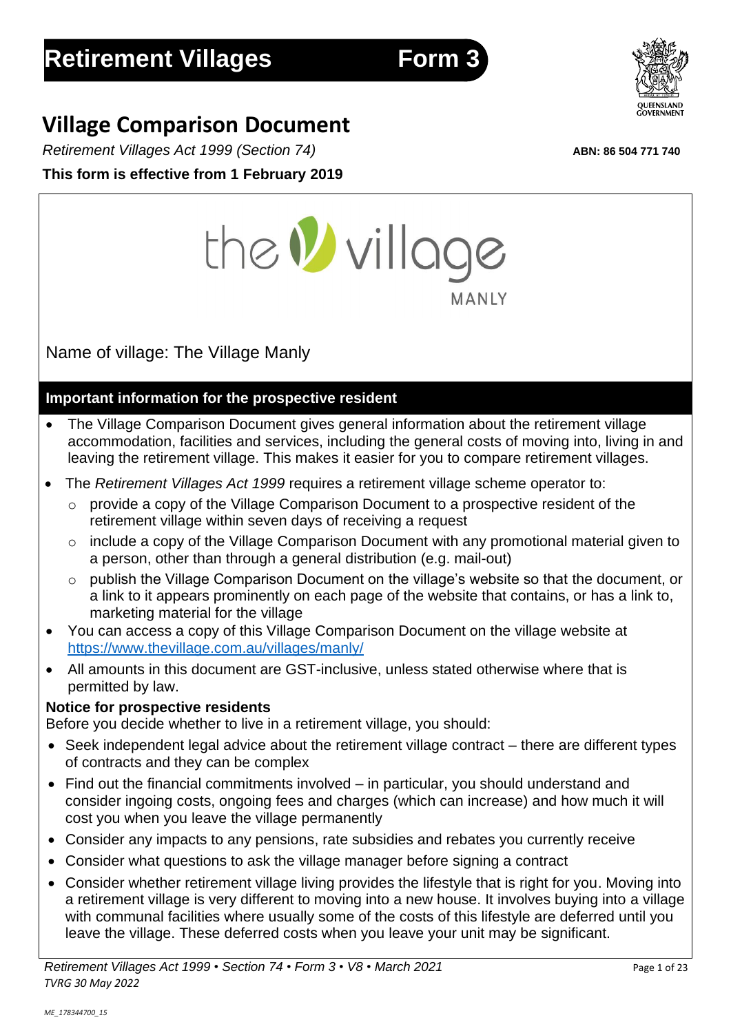# Retirement Villages Form 3

## Village Comparison Document

*Retirement Villages Act 1999 (Section 74)*

**ABN: 86 504 771 740**

**This form is effective from 1 February 2019**

Name of village: The Village Manly

### Important information for the prospective resident

- The Village Comparison Document gives general information about the retirement village accommodation, facilities and services, including the general costs of moving into, living in and leaving the retirement village. This makes it easier for you to compare retirement villages.
- The *Retirement Villages Act 1999* requires a retirement village scheme operator to:
  - provide a copy of the Village Comparison Document to a prospective resident of the retirement village within seven days of receiving a request
  - include a copy of the Village Comparison Document with any promotional material given to a person, other than through a general distribution (e.g. mail-out)
  - publish the Village Comparison Document on the village's website so that the document, or a link to it appears prominently on each page of the website that contains, or has a link to, marketing material for the village
- You can access a copy of this Village Comparison Document on the village website at https://www.thevillage.com.au/villages/manly/
- All amounts in this document are GST-inclusive, unless stated otherwise where that is permitted by law.

**Notice for prospective residents**

Before you decide whether to live in a retirement village, you should:

- Seek independent legal advice about the retirement village contract – there are different types of contracts and they can be complex
- Find out the financial commitments involved – in particular, you should understand and consider ingoing costs, ongoing fees and charges (which can increase) and how much it will cost you when you leave the village permanently
- Consider any impacts to any pensions, rate subsidies and rebates you currently receive
- Consider what questions to ask the village manager before signing a contract
- Consider whether retirement village living provides the lifestyle that is right for you. Moving into a retirement village is very different to moving into a new house. It involves buying into a village with communal facilities where usually some of the costs of this lifestyle are deferred until you leave the village. These deferred costs when you leave your unit may be significant.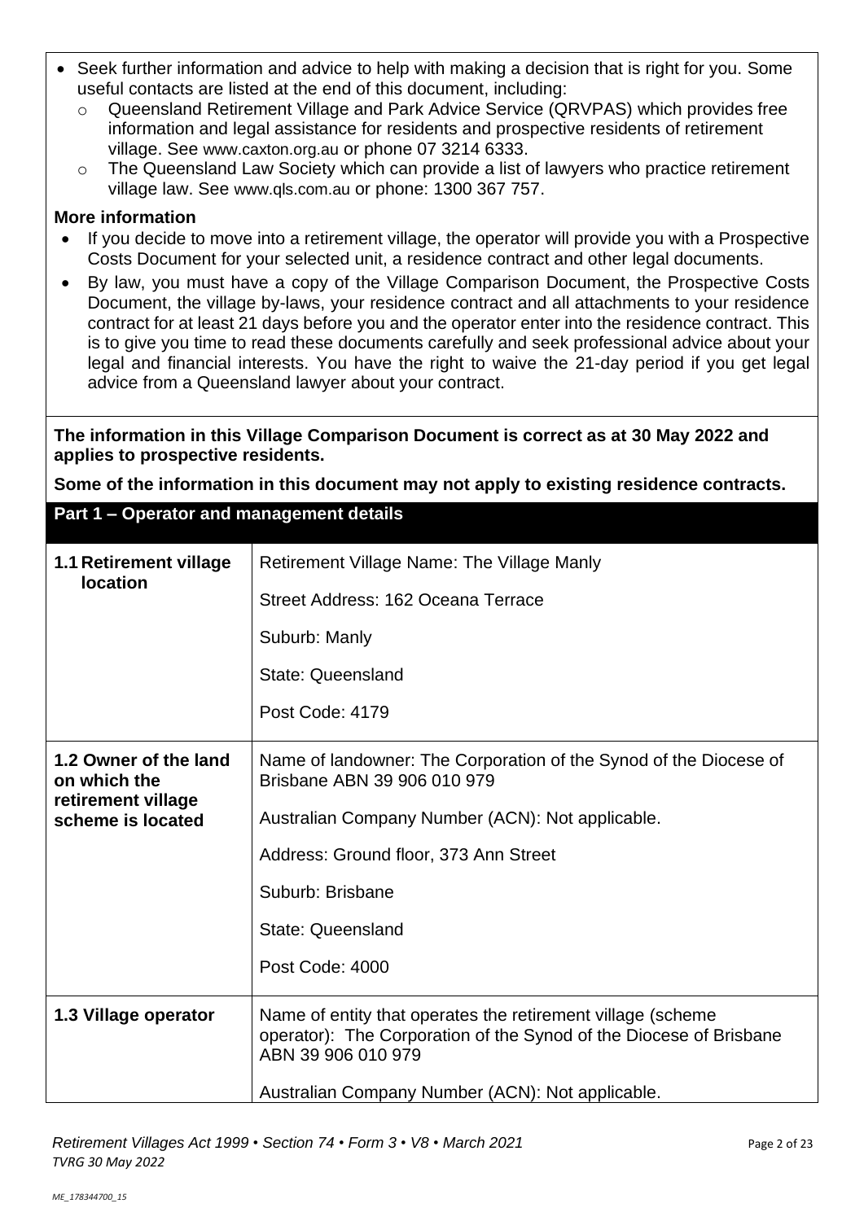- Seek further information and advice to help with making a decision that is right for you. Some useful contacts are listed at the end of this document, including:
  - Queensland Retirement Village and Park Advice Service (QRVPAS) which provides free information and legal assistance for residents and prospective residents of retirement village. See www.caxton.org.au or phone 07 3214 6333.
  - The Queensland Law Society which can provide a list of lawyers who practice retirement village law. See www.qls.com.au or phone: 1300 367 757.

**More information**

- If you decide to move into a retirement village, the operator will provide you with a Prospective Costs Document for your selected unit, a residence contract and other legal documents.
- By law, you must have a copy of the Village Comparison Document, the Prospective Costs Document, the village by-laws, your residence contract and all attachments to your residence contract for at least 21 days before you and the operator enter into the residence contract. This is to give you time to read these documents carefully and seek professional advice about your legal and financial interests. You have the right to waive the 21-day period if you get legal advice from a Queensland lawyer about your contract.

**The information in this Village Comparison Document is correct as at 30 May 2022 and applies to prospective residents.**

**Some of the information in this document may not apply to existing residence contracts.**

## Part 1 – Operator and management details

| | |
|---|---|
| **1.1 Retirement village location** | Retirement Village Name: The Village Manly<br><br>Street Address: 162 Oceana Terrace<br><br>Suburb: Manly<br><br>State: Queensland<br><br>Post Code: 4179 |
| **1.2 Owner of the land on which the retirement village scheme is located** | Name of landowner: The Corporation of the Synod of the Diocese of Brisbane ABN 39 906 010 979<br><br>Australian Company Number (ACN): Not applicable.<br><br>Address: Ground floor, 373 Ann Street<br><br>Suburb: Brisbane<br><br>State: Queensland<br><br>Post Code: 4000 |
| **1.3 Village operator** | Name of entity that operates the retirement village (scheme operator): The Corporation of the Synod of the Diocese of Brisbane ABN 39 906 010 979<br><br>Australian Company Number (ACN): Not applicable. |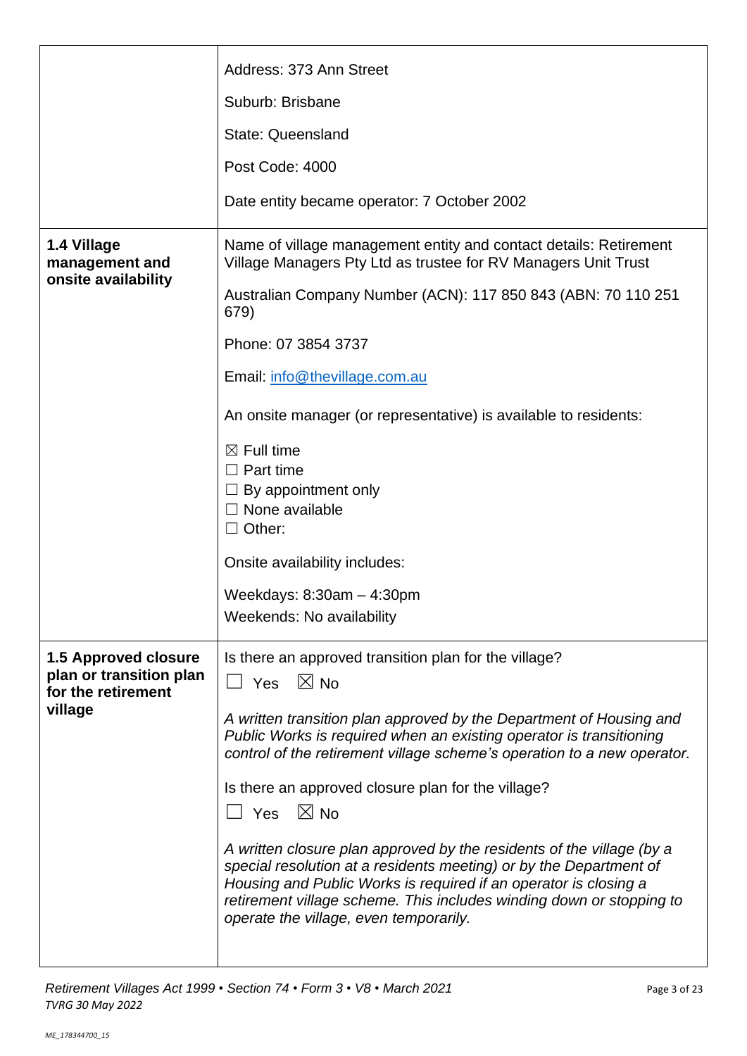| | |
|---|---|
| | Address: 373 Ann Street<br><br>Suburb: Brisbane<br><br>State: Queensland<br><br>Post Code: 4000<br><br>Date entity became operator: 7 October 2002 |
| **1.4 Village management and onsite availability** | Name of village management entity and contact details: Retirement Village Managers Pty Ltd as trustee for RV Managers Unit Trust<br><br>Australian Company Number (ACN): 117 850 843 (ABN: 70 110 251 679)<br><br>Phone: 07 3854 3737<br><br>Email: info@thevillage.com.au<br><br>An onsite manager (or representative) is available to residents:<br><br>☒ Full time<br>☐ Part time<br>☐ By appointment only<br>☐ None available<br>☐ Other:<br><br>Onsite availability includes:<br><br>Weekdays: 8:30am – 4:30pm<br>Weekends: No availability |
| **1.5 Approved closure plan or transition plan for the retirement village** | Is there an approved transition plan for the village?<br>☐ Yes ☒ No<br><br>*A written transition plan approved by the Department of Housing and Public Works is required when an existing operator is transitioning control of the retirement village scheme's operation to a new operator.*<br><br>Is there an approved closure plan for the village?<br>☐ Yes ☒ No<br><br>*A written closure plan approved by the residents of the village (by a special resolution at a residents meeting) or by the Department of Housing and Public Works is required if an operator is closing a retirement village scheme. This includes winding down or stopping to operate the village, even temporarily.* |

*Retirement Villages Act 1999 • Section 74 • Form 3 • V8 • March 2021*
*TVRG 30 May 2022*

*ME_178344700_15*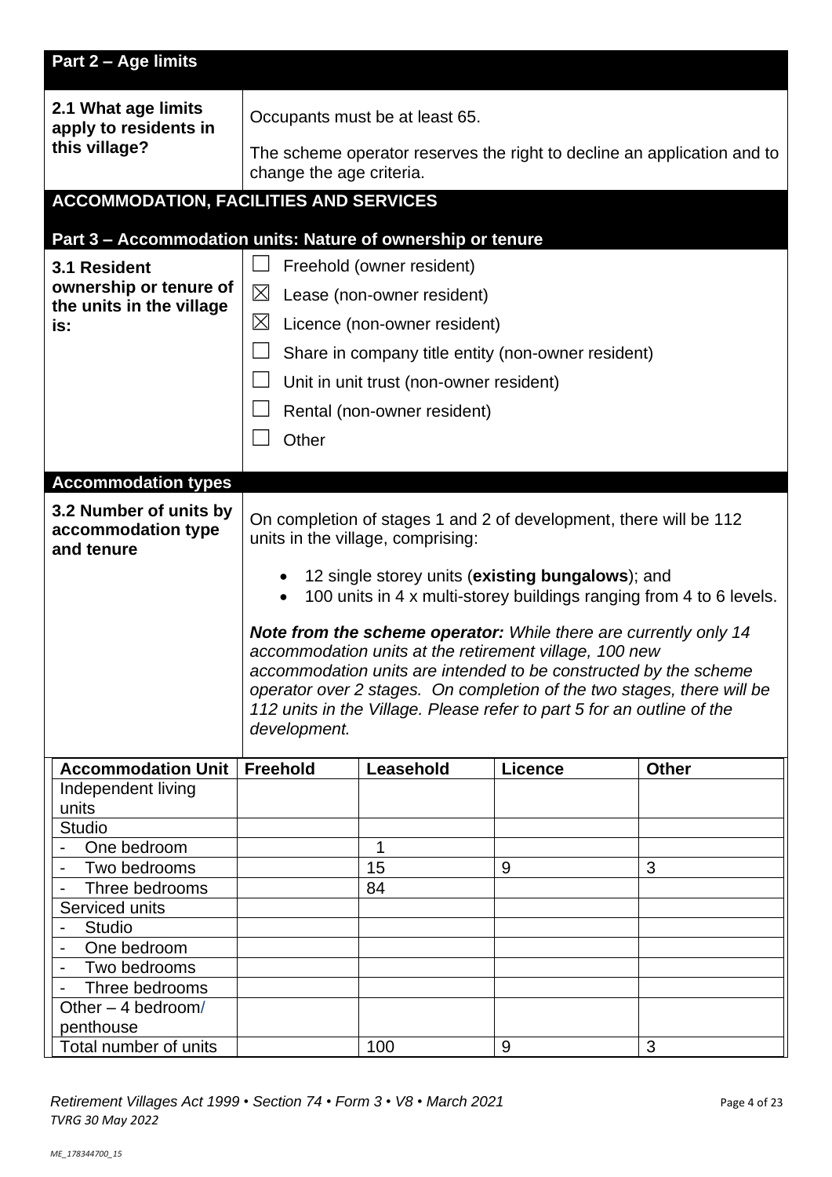## Part 2 – Age limits

| | |
|---|---|
| **2.1 What age limits apply to residents in this village?** | Occupants must be at least 65.<br><br>The scheme operator reserves the right to decline an application and to change the age criteria. |

## ACCOMMODATION, FACILITIES AND SERVICES

### Part 3 – Accommodation units: Nature of ownership or tenure

| | |
|---|---|
| **3.1 Resident ownership or tenure of the units in the village is:** | ☐ Freehold (owner resident)<br>☒ Lease (non-owner resident)<br>☒ Licence (non-owner resident)<br>☐ Share in company title entity (non-owner resident)<br>☐ Unit in unit trust (non-owner resident)<br>☐ Rental (non-owner resident)<br>☐ Other |

### Accommodation types

| | |
|---|---|
| **3.2 Number of units by accommodation type and tenure** | On completion of stages 1 and 2 of development, there will be 112 units in the village, comprising:<br><br>• 12 single storey units (**existing bungalows**); and<br>• 100 units in 4 x multi-storey buildings ranging from 4 to 6 levels.<br><br>***Note from the scheme operator:*** *While there are currently only 14 accommodation units at the retirement village, 100 new accommodation units are intended to be constructed by the scheme operator over 2 stages. On completion of the two stages, there will be 112 units in the Village. Please refer to part 5 for an outline of the development.* |

| Accommodation Unit | Freehold | Leasehold | Licence | Other |
|---|---|---|---|---|
| Independent living units | | | | |
| Studio | | | | |
| - One bedroom | | 1 | | |
| - Two bedrooms | | 15 | 9 | 3 |
| - Three bedrooms | | 84 | | |
| Serviced units | | | | |
| - Studio | | | | |
| - One bedroom | | | | |
| - Two bedrooms | | | | |
| - Three bedrooms | | | | |
| Other – 4 bedroom/ penthouse | | | | |
| Total number of units | | 100 | 9 | 3 |

*Retirement Villages Act 1999 • Section 74 • Form 3 • V8 • March 2021*
*TVRG 30 May 2022*

*ME_178344700_15*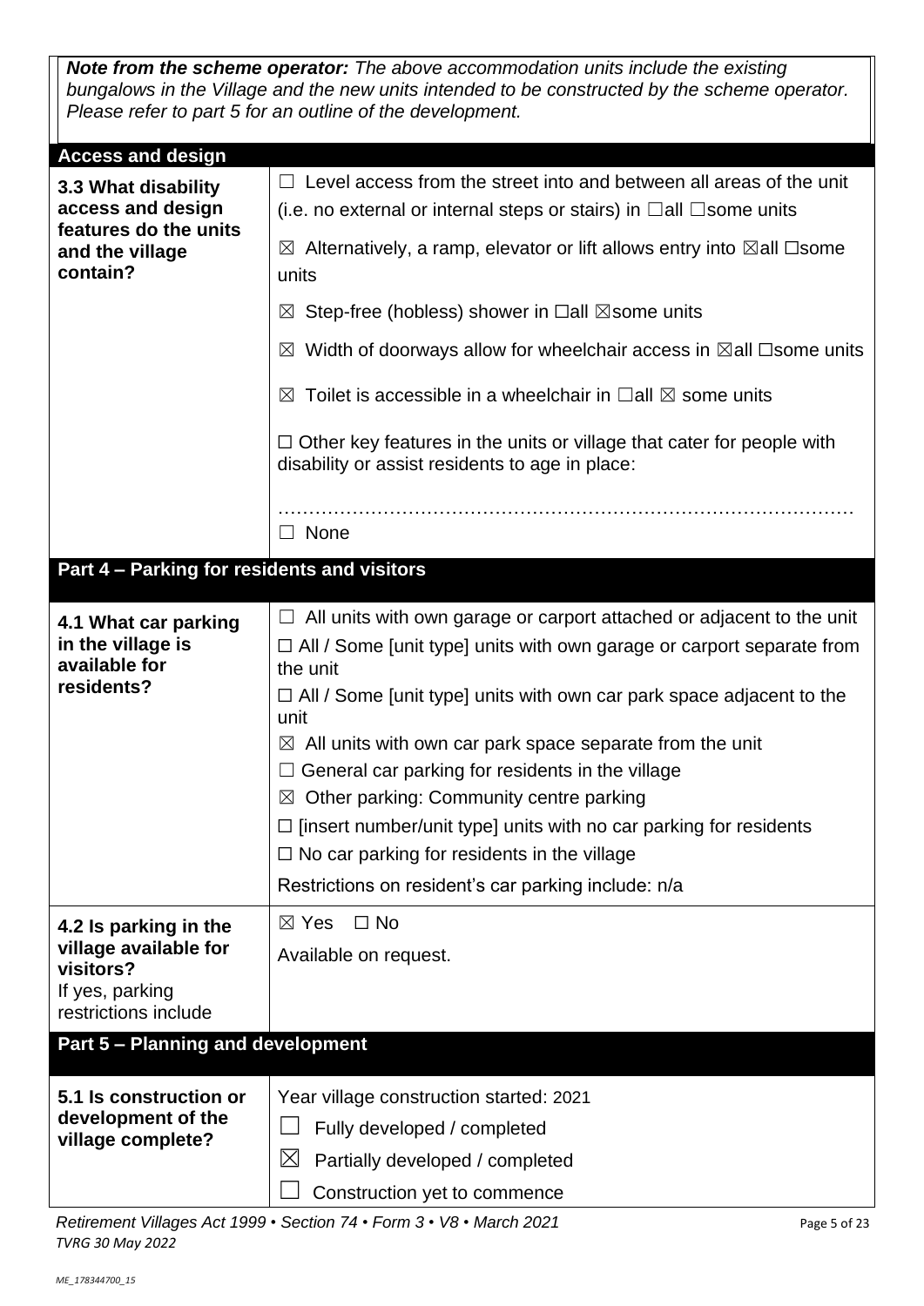***Note from the scheme operator:*** *The above accommodation units include the existing bungalows in the Village and the new units intended to be constructed by the scheme operator. Please refer to part 5 for an outline of the development.*

| **Access and design** | |
|---|---|
| **3.3 What disability access and design features do the units and the village contain?** | ☐ Level access from the street into and between all areas of the unit (i.e. no external or internal steps or stairs) in ☐all ☐some units<br><br>☒ Alternatively, a ramp, elevator or lift allows entry into ☒all ☐some units<br><br>☒ Step-free (hobless) shower in ☐all ☒some units<br><br>☒ Width of doorways allow for wheelchair access in ☒all ☐some units<br><br>☒ Toilet is accessible in a wheelchair in ☐all ☒ some units<br><br>☐ Other key features in the units or village that cater for people with disability or assist residents to age in place:<br><br>……………………………………………………………………………………<br>☐ None |

| **Part 4 – Parking for residents and visitors** | |
|---|---|
| **4.1 What car parking in the village is available for residents?** | ☐ All units with own garage or carport attached or adjacent to the unit<br>☐ All / Some [unit type] units with own garage or carport separate from the unit<br>☐ All / Some [unit type] units with own car park space adjacent to the unit<br>☒ All units with own car park space separate from the unit<br>☐ General car parking for residents in the village<br>☒ Other parking: Community centre parking<br>☐ [insert number/unit type] units with no car parking for residents<br>☐ No car parking for residents in the village<br>Restrictions on resident's car parking include: n/a |
| **4.2 Is parking in the village available for visitors?**<br>If yes, parking restrictions include | ☒ Yes ☐ No<br>Available on request. |

| **Part 5 – Planning and development** | |
|---|---|
| **5.1 Is construction or development of the village complete?** | Year village construction started: 2021<br>☐ Fully developed / completed<br>☒ Partially developed / completed<br>☐ Construction yet to commence |

*Retirement Villages Act 1999 • Section 74 • Form 3 • V8 • March 2021*
*TVRG 30 May 2022*

*ME_178344700_15*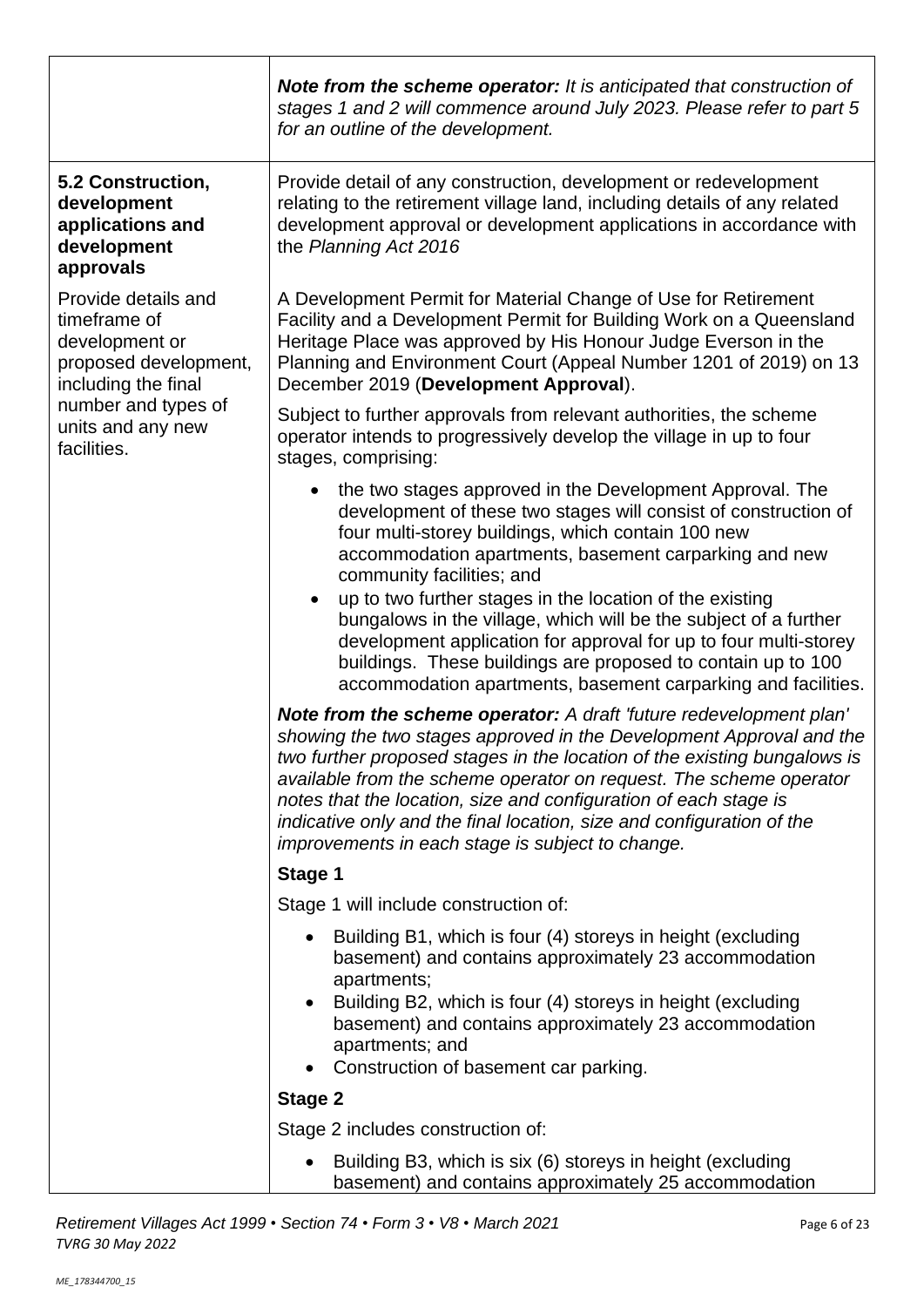| | |
|---|---|
| | ***Note from the scheme operator:*** *It is anticipated that construction of stages 1 and 2 will commence around July 2023. Please refer to part 5 for an outline of the development.* |
| **5.2 Construction, development applications and development approvals**<br><br>Provide details and timeframe of development or proposed development, including the final number and types of units and any new facilities. | Provide detail of any construction, development or redevelopment relating to the retirement village land, including details of any related development approval or development applications in accordance with the *Planning Act 2016*<br><br>A Development Permit for Material Change of Use for Retirement Facility and a Development Permit for Building Work on a Queensland Heritage Place was approved by His Honour Judge Everson in the Planning and Environment Court (Appeal Number 1201 of 2019) on 13 December 2019 (**Development Approval**).<br><br>Subject to further approvals from relevant authorities, the scheme operator intends to progressively develop the village in up to four stages, comprising:<br><br>• the two stages approved in the Development Approval. The development of these two stages will consist of construction of four multi-storey buildings, which contain 100 new accommodation apartments, basement carparking and new community facilities; and<br>• up to two further stages in the location of the existing bungalows in the village, which will be the subject of a further development application for approval for up to four multi-storey buildings. These buildings are proposed to contain up to 100 accommodation apartments, basement carparking and facilities.<br><br>***Note from the scheme operator:*** *A draft 'future redevelopment plan' showing the two stages approved in the Development Approval and the two further proposed stages in the location of the existing bungalows is available from the scheme operator on request. The scheme operator notes that the location, size and configuration of each stage is indicative only and the final location, size and configuration of the improvements in each stage is subject to change.*<br><br>**Stage 1**<br><br>Stage 1 will include construction of:<br><br>• Building B1, which is four (4) storeys in height (excluding basement) and contains approximately 23 accommodation apartments;<br>• Building B2, which is four (4) storeys in height (excluding basement) and contains approximately 23 accommodation apartments; and<br>• Construction of basement car parking.<br><br>**Stage 2**<br><br>Stage 2 includes construction of:<br><br>• Building B3, which is six (6) storeys in height (excluding basement) and contains approximately 25 accommodation |

*Retirement Villages Act 1999 • Section 74 • Form 3 • V8 • March 2021*
*TVRG 30 May 2022*

*ME_178344700_15*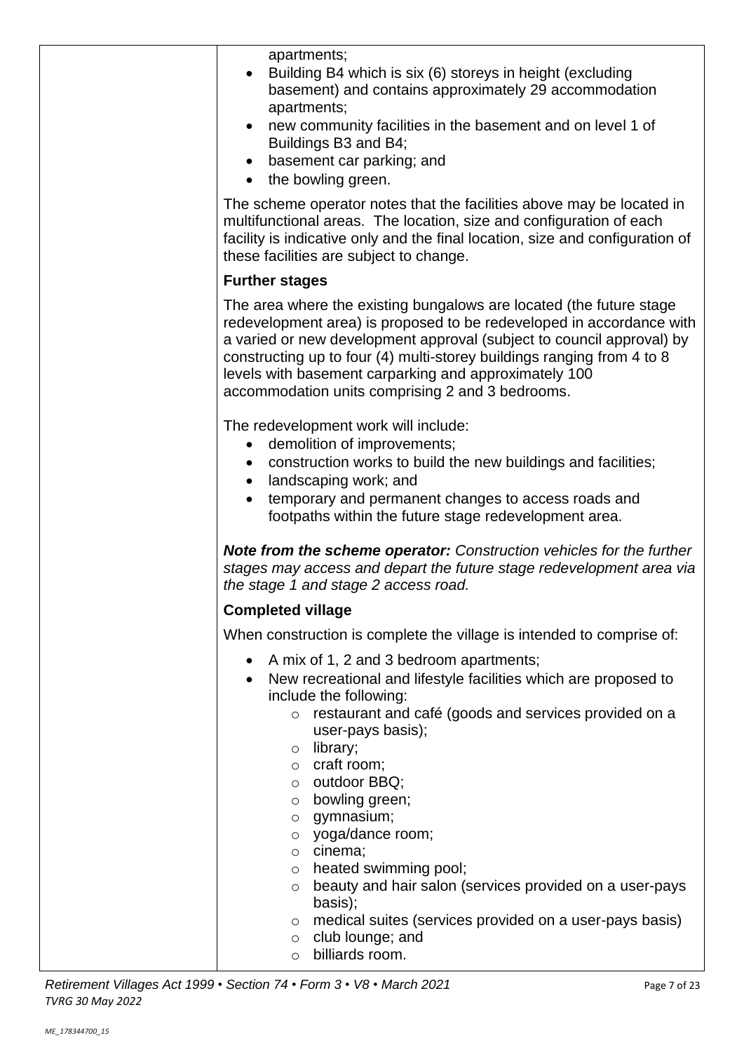| | apartments;<br>• Building B4 which is six (6) storeys in height (excluding basement) and contains approximately 29 accommodation apartments;<br>• new community facilities in the basement and on level 1 of Buildings B3 and B4;<br>• basement car parking; and<br>• the bowling green.<br><br>The scheme operator notes that the facilities above may be located in multifunctional areas. The location, size and configuration of each facility is indicative only and the final location, size and configuration of these facilities are subject to change.<br><br>**Further stages**<br><br>The area where the existing bungalows are located (the future stage redevelopment area) is proposed to be redeveloped in accordance with a varied or new development approval (subject to council approval) by constructing up to four (4) multi-storey buildings ranging from 4 to 8 levels with basement carparking and approximately 100 accommodation units comprising 2 and 3 bedrooms.<br><br>The redevelopment work will include:<br>• demolition of improvements;<br>• construction works to build the new buildings and facilities;<br>• landscaping work; and<br>• temporary and permanent changes to access roads and footpaths within the future stage redevelopment area.<br><br>***Note from the scheme operator:*** *Construction vehicles for the further stages may access and depart the future stage redevelopment area via the stage 1 and stage 2 access road.*<br><br>**Completed village**<br><br>When construction is complete the village is intended to comprise of:<br><br>• A mix of 1, 2 and 3 bedroom apartments;<br>• New recreational and lifestyle facilities which are proposed to include the following:<br>  ○ restaurant and café (goods and services provided on a user-pays basis);<br>  ○ library;<br>  ○ craft room;<br>  ○ outdoor BBQ;<br>  ○ bowling green;<br>  ○ gymnasium;<br>  ○ yoga/dance room;<br>  ○ cinema;<br>  ○ heated swimming pool;<br>  ○ beauty and hair salon (services provided on a user-pays basis);<br>  ○ medical suites (services provided on a user-pays basis)<br>  ○ club lounge; and<br>  ○ billiards room. |
|---|---|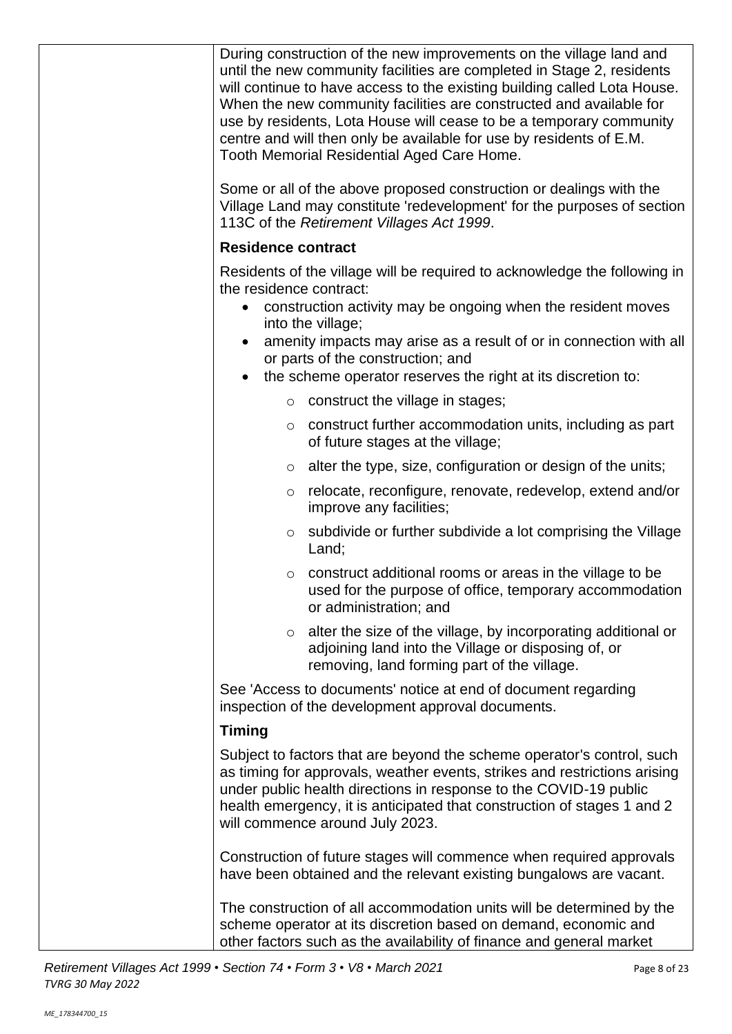During construction of the new improvements on the village land and until the new community facilities are completed in Stage 2, residents will continue to have access to the existing building called Lota House. When the new community facilities are constructed and available for use by residents, Lota House will cease to be a temporary community centre and will then only be available for use by residents of E.M. Tooth Memorial Residential Aged Care Home.

Some or all of the above proposed construction or dealings with the Village Land may constitute 'redevelopment' for the purposes of section 113C of the *Retirement Villages Act 1999*.

**Residence contract**

Residents of the village will be required to acknowledge the following in the residence contract:

- construction activity may be ongoing when the resident moves into the village;
- amenity impacts may arise as a result of or in connection with all or parts of the construction; and
- the scheme operator reserves the right at its discretion to:
    - construct the village in stages;
    - construct further accommodation units, including as part of future stages at the village;
    - alter the type, size, configuration or design of the units;
    - relocate, reconfigure, renovate, redevelop, extend and/or improve any facilities;
    - subdivide or further subdivide a lot comprising the Village Land;
    - construct additional rooms or areas in the village to be used for the purpose of office, temporary accommodation or administration; and
    - alter the size of the village, by incorporating additional or adjoining land into the Village or disposing of, or removing, land forming part of the village.

See 'Access to documents' notice at end of document regarding inspection of the development approval documents.

**Timing**

Subject to factors that are beyond the scheme operator's control, such as timing for approvals, weather events, strikes and restrictions arising under public health directions in response to the COVID-19 public health emergency, it is anticipated that construction of stages 1 and 2 will commence around July 2023.

Construction of future stages will commence when required approvals have been obtained and the relevant existing bungalows are vacant.

The construction of all accommodation units will be determined by the scheme operator at its discretion based on demand, economic and other factors such as the availability of finance and general market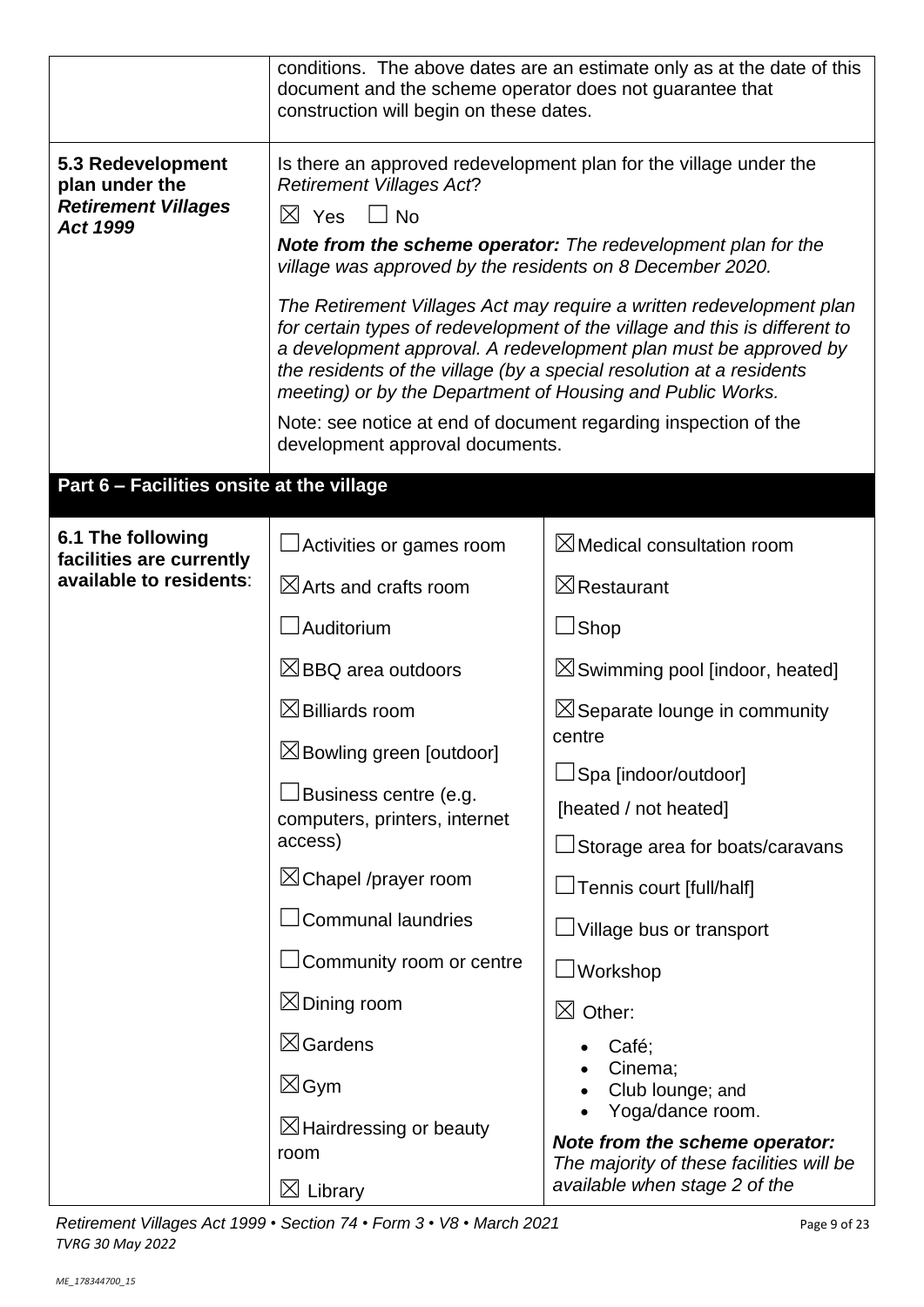| | |
|---|---|
| | conditions. The above dates are an estimate only as at the date of this document and the scheme operator does not guarantee that construction will begin on these dates. |
| **5.3 Redevelopment plan under the *Retirement Villages Act 1999*** | Is there an approved redevelopment plan for the village under the *Retirement Villages Act*?<br>☒ Yes ☐ No<br>***Note from the scheme operator:*** *The redevelopment plan for the village was approved by the residents on 8 December 2020.*<br>*The Retirement Villages Act may require a written redevelopment plan for certain types of redevelopment of the village and this is different to a development approval. A redevelopment plan must be approved by the residents of the village (by a special resolution at a residents meeting) or by the Department of Housing and Public Works.*<br>Note: see notice at end of document regarding inspection of the development approval documents. |

## Part 6 – Facilities onsite at the village

| | | |
|---|---|---|
| **6.1 The following facilities are currently available to residents**: | ☐ Activities or games room | ☒ Medical consultation room |
| | ☒ Arts and crafts room | ☒ Restaurant |
| | ☐ Auditorium | ☐ Shop |
| | ☒ BBQ area outdoors | ☒ Swimming pool [indoor, heated] |
| | ☒ Billiards room | ☒ Separate lounge in community centre |
| | ☒ Bowling green [outdoor] | ☐ Spa [indoor/outdoor] [heated / not heated] |
| | ☐ Business centre (e.g. computers, printers, internet access) | ☐ Storage area for boats/caravans |
| | ☒ Chapel /prayer room | ☐ Tennis court [full/half] |
| | ☐ Communal laundries | ☐ Village bus or transport |
| | ☐ Community room or centre | ☐ Workshop |
| | ☒ Dining room | ☒ Other:<br>• Café;<br>• Cinema;<br>• Club lounge; and<br>• Yoga/dance room. |
| | ☒ Gardens | |
| | ☒ Gym | |
| | ☒ Hairdressing or beauty room | ***Note from the scheme operator:*** *The majority of these facilities will be available when stage 2 of the* |
| | ☒ Library | |

*Retirement Villages Act 1999 • Section 74 • Form 3 • V8 • March 2021*
*TVRG 30 May 2022*

*ME_178344700_15*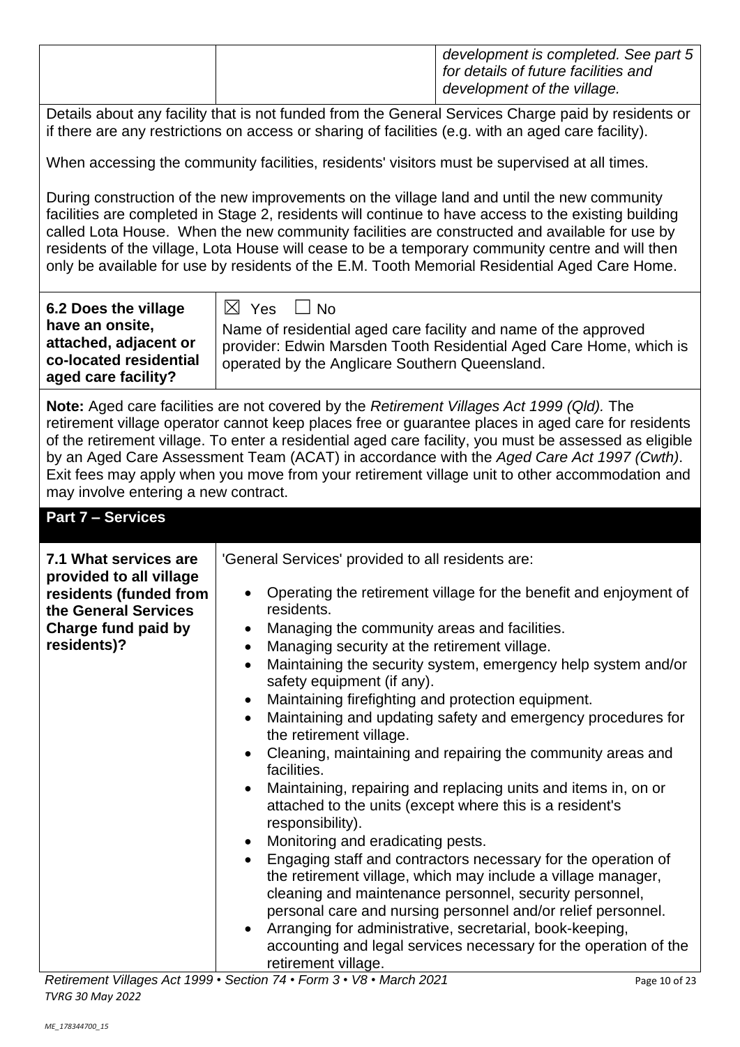| | | *development is completed. See part 5 for details of future facilities and development of the village.* |
|---|---|---|

Details about any facility that is not funded from the General Services Charge paid by residents or if there are any restrictions on access or sharing of facilities (e.g. with an aged care facility).

When accessing the community facilities, residents' visitors must be supervised at all times.

During construction of the new improvements on the village land and until the new community facilities are completed in Stage 2, residents will continue to have access to the existing building called Lota House. When the new community facilities are constructed and available for use by residents of the village, Lota House will cease to be a temporary community centre and will then only be available for use by residents of the E.M. Tooth Memorial Residential Aged Care Home.

| **6.2 Does the village have an onsite, attached, adjacent or co-located residential aged care facility?** | ☒ Yes ☐ No<br>Name of residential aged care facility and name of the approved provider: Edwin Marsden Tooth Residential Aged Care Home, which is operated by the Anglicare Southern Queensland. |
|---|---|

**Note:** Aged care facilities are not covered by the *Retirement Villages Act 1999 (Qld).* The retirement village operator cannot keep places free or guarantee places in aged care for residents of the retirement village. To enter a residential aged care facility, you must be assessed as eligible by an Aged Care Assessment Team (ACAT) in accordance with the *Aged Care Act 1997 (Cwth)*. Exit fees may apply when you move from your retirement village unit to other accommodation and may involve entering a new contract.

## Part 7 – Services

**7.1 What services are provided to all village residents (funded from the General Services Charge fund paid by residents)?**

'General Services' provided to all residents are:

- Operating the retirement village for the benefit and enjoyment of residents.
- Managing the community areas and facilities.
- Managing security at the retirement village.
- Maintaining the security system, emergency help system and/or safety equipment (if any).
- Maintaining firefighting and protection equipment.
- Maintaining and updating safety and emergency procedures for the retirement village.
- Cleaning, maintaining and repairing the community areas and facilities.
- Maintaining, repairing and replacing units and items in, on or attached to the units (except where this is a resident's responsibility).
- Monitoring and eradicating pests.
- Engaging staff and contractors necessary for the operation of the retirement village, which may include a village manager, cleaning and maintenance personnel, security personnel, personal care and nursing personnel and/or relief personnel.
- Arranging for administrative, secretarial, book-keeping, accounting and legal services necessary for the operation of the retirement village.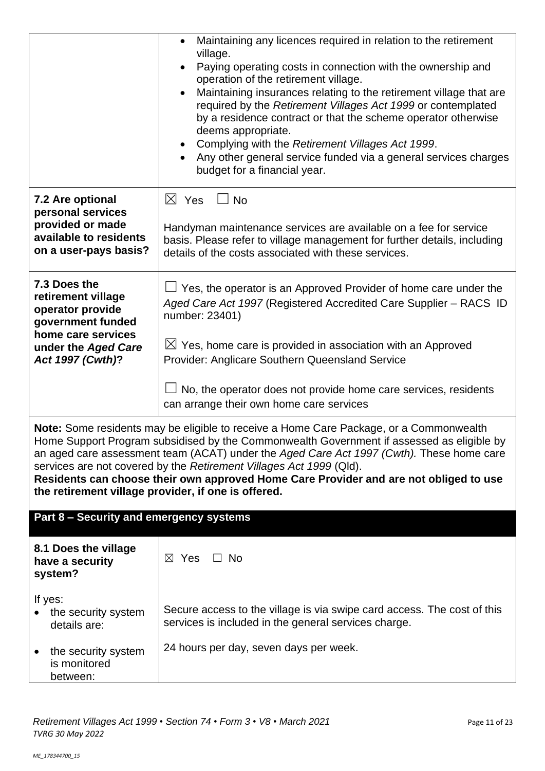| | |
|---|---|
| | • Maintaining any licences required in relation to the retirement village.<br>• Paying operating costs in connection with the ownership and operation of the retirement village.<br>• Maintaining insurances relating to the retirement village that are required by the *Retirement Villages Act 1999* or contemplated by a residence contract or that the scheme operator otherwise deems appropriate.<br>• Complying with the *Retirement Villages Act 1999*.<br>• Any other general service funded via a general services charges budget for a financial year. |
| **7.2 Are optional personal services provided or made available to residents on a user-pays basis?** | ☒ Yes ☐ No<br><br>Handyman maintenance services are available on a fee for service basis. Please refer to village management for further details, including details of the costs associated with these services. |
| **7.3 Does the retirement village operator provide government funded home care services under the *Aged Care Act 1997 (Cwth)*?** | ☐ Yes, the operator is an Approved Provider of home care under the *Aged Care Act 1997* (Registered Accredited Care Supplier – RACS ID number: 23401)<br><br>☒ Yes, home care is provided in association with an Approved Provider: Anglicare Southern Queensland Service<br><br>☐ No, the operator does not provide home care services, residents can arrange their own home care services |

**Note:** Some residents may be eligible to receive a Home Care Package, or a Commonwealth Home Support Program subsidised by the Commonwealth Government if assessed as eligible by an aged care assessment team (ACAT) under the *Aged Care Act 1997 (Cwth).* These home care services are not covered by the *Retirement Villages Act 1999* (Qld).
**Residents can choose their own approved Home Care Provider and are not obliged to use the retirement village provider, if one is offered.**

## Part 8 – Security and emergency systems

| | |
|---|---|
| **8.1 Does the village have a security system?** | ☒ Yes ☐ No |
| If yes:<br>• the security system details are: | Secure access to the village is via swipe card access. The cost of this services is included in the general services charge. |
| • the security system is monitored between: | 24 hours per day, seven days per week. |

*Retirement Villages Act 1999 • Section 74 • Form 3 • V8 • March 2021*
*TVRG 30 May 2022*

*ME_178344700_15*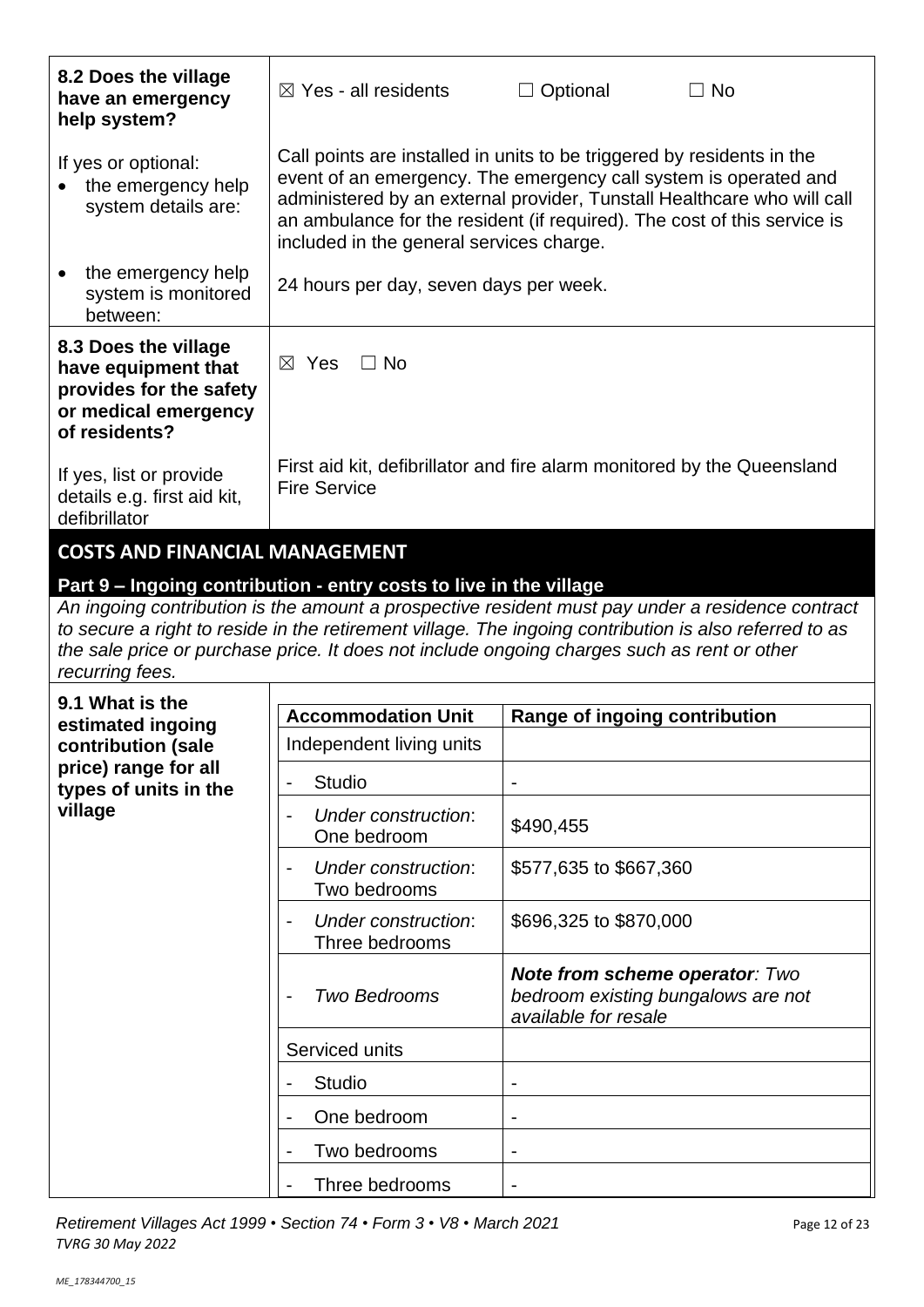| | |
|---|---|
| **8.2 Does the village have an emergency help system?** | ☒ Yes - all residents ☐ Optional ☐ No |
| If yes or optional:<br>• the emergency help system details are: | Call points are installed in units to be triggered by residents in the event of an emergency. The emergency call system is operated and administered by an external provider, Tunstall Healthcare who will call an ambulance for the resident (if required). The cost of this service is included in the general services charge. |
| • the emergency help system is monitored between: | 24 hours per day, seven days per week. |
| **8.3 Does the village have equipment that provides for the safety or medical emergency of residents?** | ☒ Yes ☐ No |
| If yes, list or provide details e.g. first aid kit, defibrillator | First aid kit, defibrillator and fire alarm monitored by the Queensland Fire Service |

## COSTS AND FINANCIAL MANAGEMENT

### Part 9 – Ingoing contribution - entry costs to live in the village

*An ingoing contribution is the amount a prospective resident must pay under a residence contract to secure a right to reside in the retirement village. The ingoing contribution is also referred to as the sale price or purchase price. It does not include ongoing charges such as rent or other recurring fees.*

**9.1 What is the estimated ingoing contribution (sale price) range for all types of units in the village**

| Accommodation Unit | Range of ingoing contribution |
|---|---|
| Independent living units | |
| - Studio | - |
| - *Under construction*: One bedroom | $490,455 |
| - *Under construction*: Two bedrooms | $577,635 to $667,360 |
| - *Under construction*: Three bedrooms | $696,325 to $870,000 |
| - *Two Bedrooms* | ***Note from scheme operator**: Two bedroom existing bungalows are not available for resale* |
| Serviced units | |
| - Studio | - |
| - One bedroom | - |
| - Two bedrooms | - |
| - Three bedrooms | - |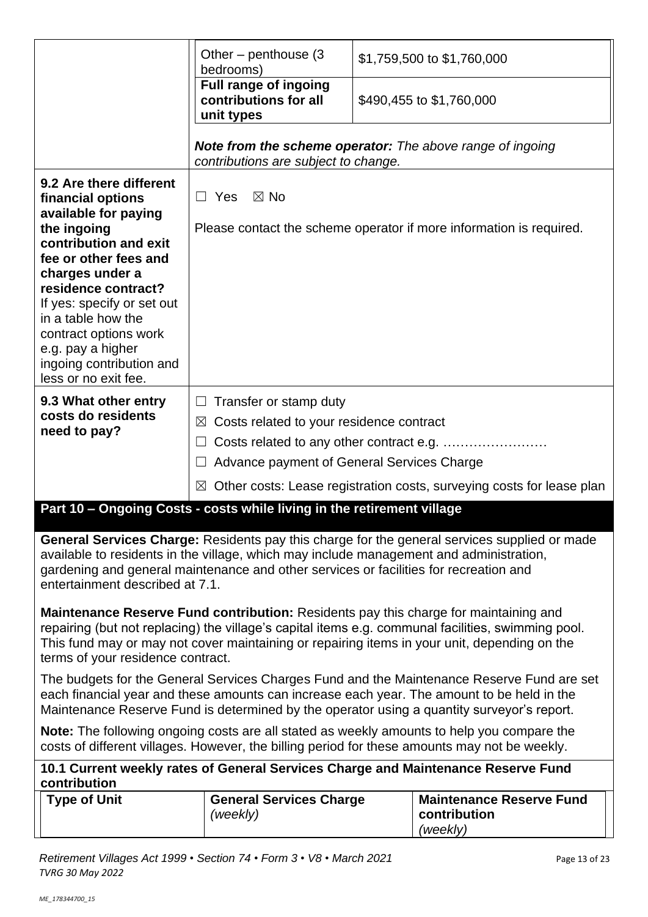| | | |
|---|---|---|
| | Other – penthouse (3 bedrooms) | $1,759,500 to $1,760,000 |
| | **Full range of ingoing contributions for all unit types** | $490,455 to $1,760,000 |
| | ***Note from the scheme operator:*** *The above range of ingoing contributions are subject to change.* | |
| **9.2 Are there different financial options available for paying the ingoing contribution and exit fee or other fees and charges under a residence contract?** If yes: specify or set out in a table how the contract options work e.g. pay a higher ingoing contribution and less or no exit fee. | ☐ Yes ☒ No<br><br>Please contact the scheme operator if more information is required. | |
| **9.3 What other entry costs do residents need to pay?** | ☐ Transfer or stamp duty<br>☒ Costs related to your residence contract<br>☐ Costs related to any other contract e.g. ……………………<br>☐ Advance payment of General Services Charge<br>☒ Other costs: Lease registration costs, surveying costs for lease plan | |

## Part 10 – Ongoing Costs - costs while living in the retirement village

**General Services Charge:** Residents pay this charge for the general services supplied or made available to residents in the village, which may include management and administration, gardening and general maintenance and other services or facilities for recreation and entertainment described at 7.1.

**Maintenance Reserve Fund contribution:** Residents pay this charge for maintaining and repairing (but not replacing) the village's capital items e.g. communal facilities, swimming pool. This fund may or may not cover maintaining or repairing items in your unit, depending on the terms of your residence contract.

The budgets for the General Services Charges Fund and the Maintenance Reserve Fund are set each financial year and these amounts can increase each year. The amount to be held in the Maintenance Reserve Fund is determined by the operator using a quantity surveyor's report.

**Note:** The following ongoing costs are all stated as weekly amounts to help you compare the costs of different villages. However, the billing period for these amounts may not be weekly.

**10.1 Current weekly rates of General Services Charge and Maintenance Reserve Fund contribution**

| Type of Unit | General Services Charge *(weekly)* | Maintenance Reserve Fund contribution *(weekly)* |
|---|---|---|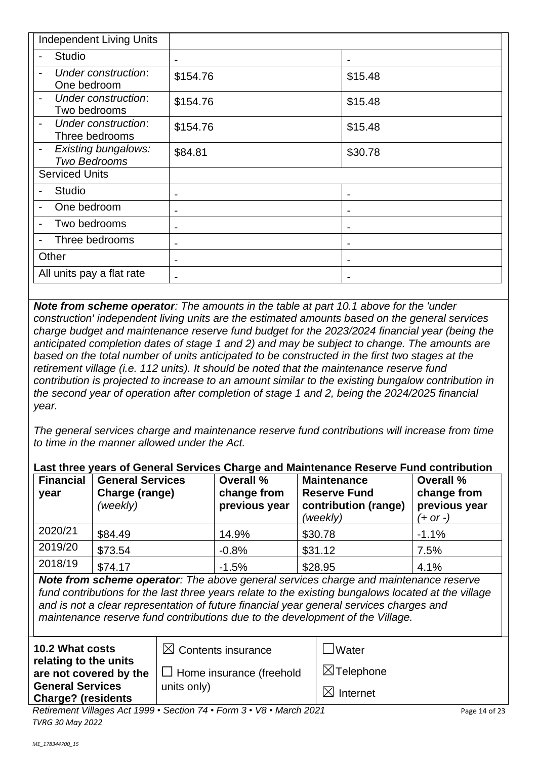| Independent Living Units | | |
|---|---|---|
| - Studio | - | - |
| - *Under construction*: One bedroom | $154.76 | $15.48 |
| - *Under construction*: Two bedrooms | $154.76 | $15.48 |
| - *Under construction*: Three bedrooms | $154.76 | $15.48 |
| - *Existing bungalows: Two Bedrooms* | $84.81 | $30.78 |
| **Serviced Units** | | |
| - Studio | - | - |
| - One bedroom | - | - |
| - Two bedrooms | - | - |
| - Three bedrooms | - | - |
| Other | - | - |
| All units pay a flat rate | - | - |

***Note from scheme operator**: The amounts in the table at part 10.1 above for the 'under construction' independent living units are the estimated amounts based on the general services charge budget and maintenance reserve fund budget for the 2023/2024 financial year (being the anticipated completion dates of stage 1 and 2) and may be subject to change. The amounts are based on the total number of units anticipated to be constructed in the first two stages at the retirement village (i.e. 112 units). It should be noted that the maintenance reserve fund contribution is projected to increase to an amount similar to the existing bungalow contribution in the second year of operation after completion of stage 1 and 2, being the 2024/2025 financial year.*

*The general services charge and maintenance reserve fund contributions will increase from time to time in the manner allowed under the Act.*

**Last three years of General Services Charge and Maintenance Reserve Fund contribution**

| **Financial year** | **General Services Charge (range)** *(weekly)* | **Overall % change from previous year** | **Maintenance Reserve Fund contribution (range)** *(weekly)* | **Overall % change from previous year** *(+ or -)* |
|---|---|---|---|---|
| 2020/21 | $84.49 | 14.9% | $30.78 | -1.1% |
| 2019/20 | $73.54 | -0.8% | $31.12 | 7.5% |
| 2018/19 | $74.17 | -1.5% | $28.95 | 4.1% |

***Note from scheme operator**: The above general services charge and maintenance reserve fund contributions for the last three years relate to the existing bungalows located at the village and is not a clear representation of future financial year general services charges and maintenance reserve fund contributions due to the development of the Village.*

| **10.2 What costs relating to the units are not covered by the General Services Charge? (residents** | ☒ Contents insurance<br>☐ Home insurance (freehold units only) | ☐ Water<br>☒ Telephone<br>☒ Internet |
|---|---|---|

*Retirement Villages Act 1999 • Section 74 • Form 3 • V8 • March 2021*
*TVRG 30 May 2022*

*ME_178344700_15*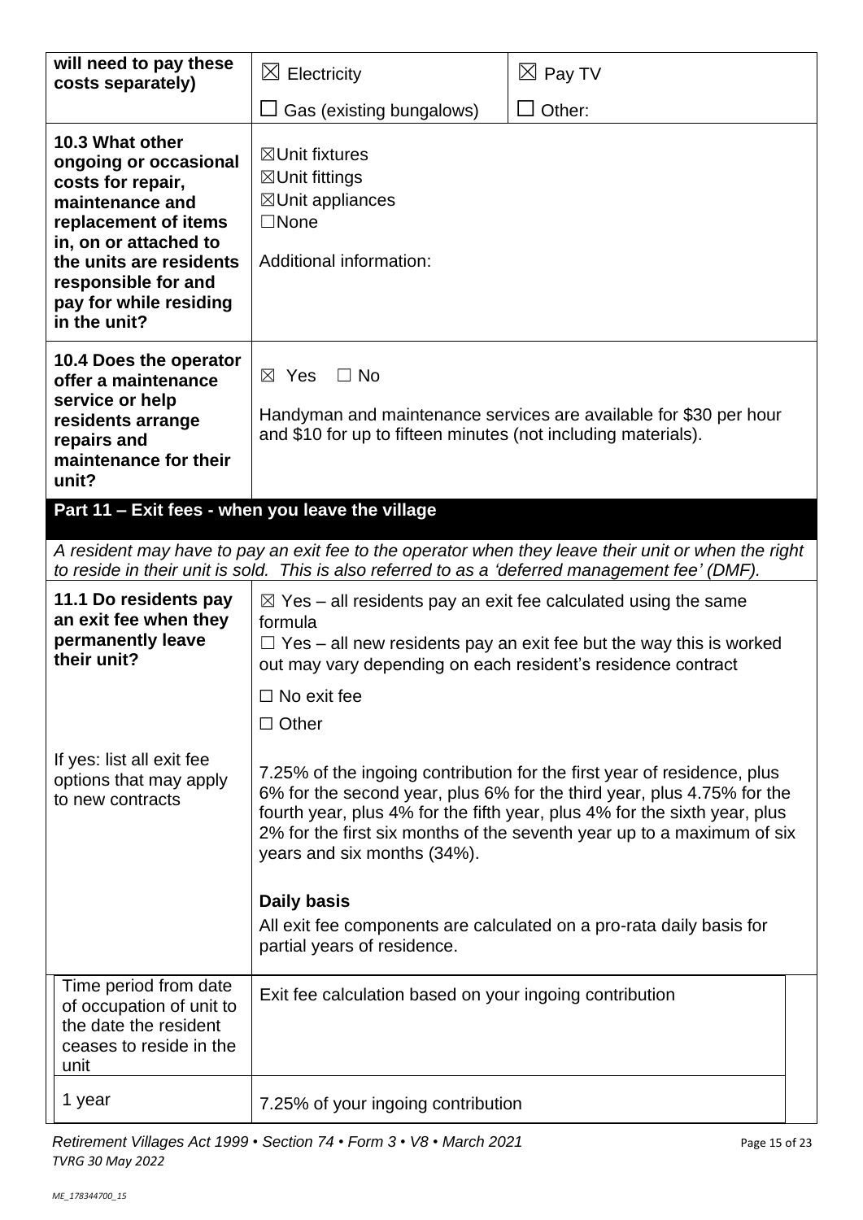| **will need to pay these costs separately)** | ☒ Electricity | ☒ Pay TV |
|---|---|---|
| | ☐ Gas (existing bungalows) | ☐ Other: |

| | |
|---|---|
| **10.3 What other ongoing or occasional costs for repair, maintenance and replacement of items in, on or attached to the units are residents responsible for and pay for while residing in the unit?** | ☒Unit fixtures<br>☒Unit fittings<br>☒Unit appliances<br>☐None<br><br>Additional information: |
| **10.4 Does the operator offer a maintenance service or help residents arrange repairs and maintenance for their unit?** | ☒ Yes ☐ No<br><br>Handyman and maintenance services are available for $30 per hour and $10 for up to fifteen minutes (not including materials). |

## Part 11 – Exit fees - when you leave the village

*A resident may have to pay an exit fee to the operator when they leave their unit or when the right to reside in their unit is sold. This is also referred to as a 'deferred management fee' (DMF).*

| | |
|---|---|
| **11.1 Do residents pay an exit fee when they permanently leave their unit?** | ☒ Yes – all residents pay an exit fee calculated using the same formula<br>☐ Yes – all new residents pay an exit fee but the way this is worked out may vary depending on each resident's residence contract<br>☐ No exit fee<br>☐ Other |
| If yes: list all exit fee options that may apply to new contracts | 7.25% of the ingoing contribution for the first year of residence, plus 6% for the second year, plus 6% for the third year, plus 4.75% for the fourth year, plus 4% for the fifth year, plus 4% for the sixth year, plus 2% for the first six months of the seventh year up to a maximum of six years and six months (34%).<br><br>**Daily basis**<br>All exit fee components are calculated on a pro-rata daily basis for partial years of residence. |

| Time period from date of occupation of unit to the date the resident ceases to reside in the unit | Exit fee calculation based on your ingoing contribution |
|---|---|
| 1 year | 7.25% of your ingoing contribution |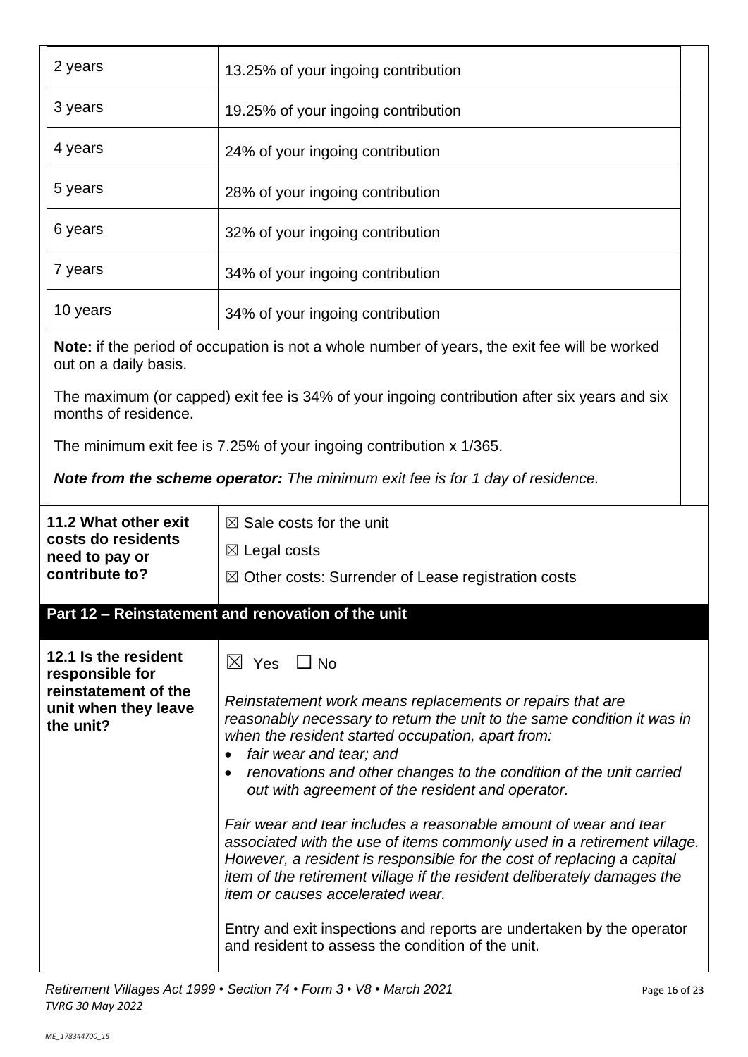| | |
|---|---|
| 2 years | 13.25% of your ingoing contribution |
| 3 years | 19.25% of your ingoing contribution |
| 4 years | 24% of your ingoing contribution |
| 5 years | 28% of your ingoing contribution |
| 6 years | 32% of your ingoing contribution |
| 7 years | 34% of your ingoing contribution |
| 10 years | 34% of your ingoing contribution |

**Note:** if the period of occupation is not a whole number of years, the exit fee will be worked out on a daily basis.

The maximum (or capped) exit fee is 34% of your ingoing contribution after six years and six months of residence.

The minimum exit fee is 7.25% of your ingoing contribution x 1/365.

***Note from the scheme operator:*** *The minimum exit fee is for 1 day of residence.*

| | |
|---|---|
| **11.2 What other exit costs do residents need to pay or contribute to?** | ☒ Sale costs for the unit<br>☒ Legal costs<br>☒ Other costs: Surrender of Lease registration costs |

## Part 12 – Reinstatement and renovation of the unit

| | |
|---|---|
| **12.1 Is the resident responsible for reinstatement of the unit when they leave the unit?** | ☒ Yes ☐ No<br><br>*Reinstatement work means replacements or repairs that are reasonably necessary to return the unit to the same condition it was in when the resident started occupation, apart from:*<br>• *fair wear and tear; and*<br>• *renovations and other changes to the condition of the unit carried out with agreement of the resident and operator.*<br><br>*Fair wear and tear includes a reasonable amount of wear and tear associated with the use of items commonly used in a retirement village. However, a resident is responsible for the cost of replacing a capital item of the retirement village if the resident deliberately damages the item or causes accelerated wear.*<br><br>Entry and exit inspections and reports are undertaken by the operator and resident to assess the condition of the unit. |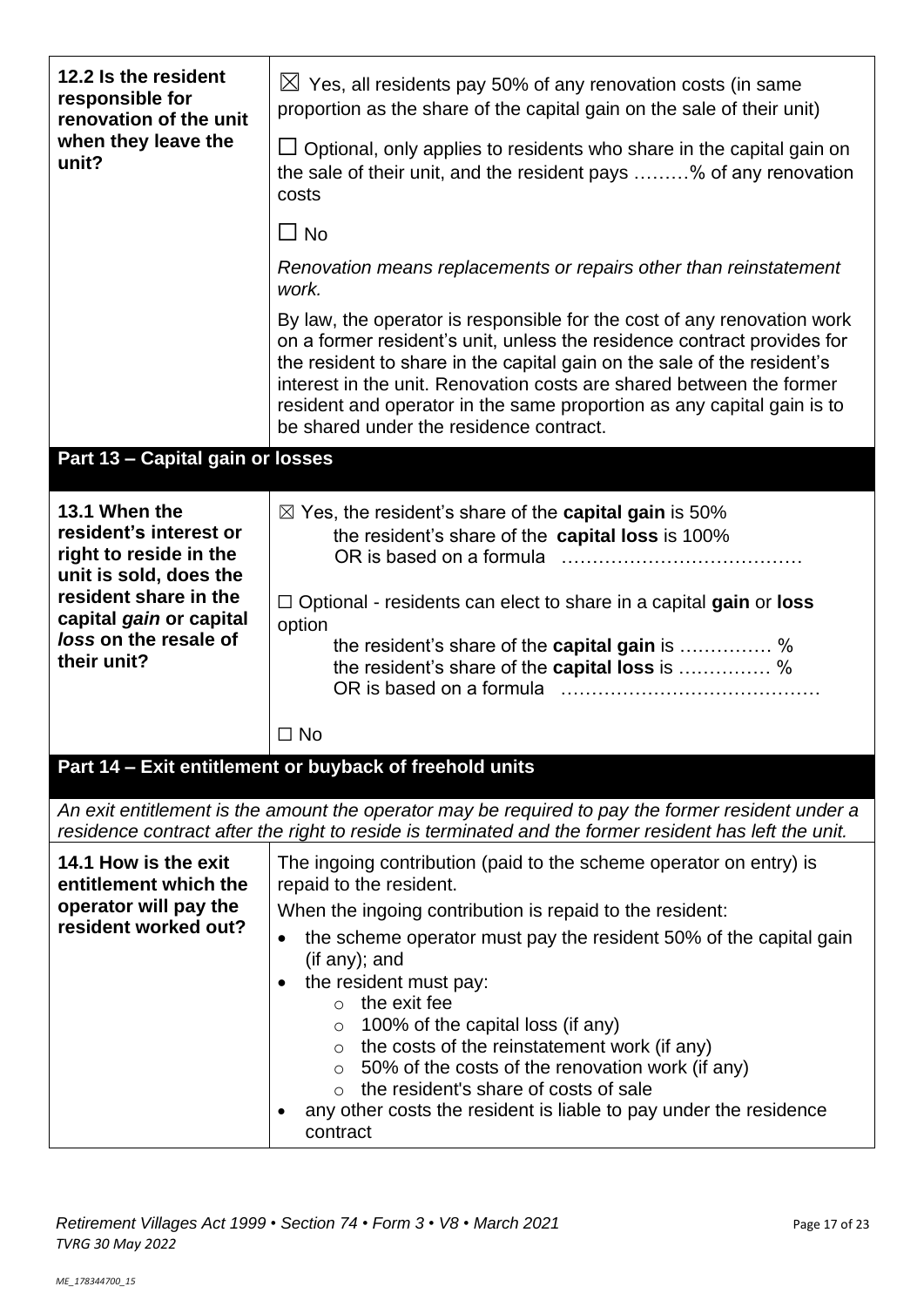| | |
|---|---|
| **12.2 Is the resident responsible for renovation of the unit when they leave the unit?** | ☒ Yes, all residents pay 50% of any renovation costs (in same proportion as the share of the capital gain on the sale of their unit)<br><br>☐ Optional, only applies to residents who share in the capital gain on the sale of their unit, and the resident pays ………% of any renovation costs<br><br>☐ No<br><br>*Renovation means replacements or repairs other than reinstatement work.*<br><br>By law, the operator is responsible for the cost of any renovation work on a former resident's unit, unless the residence contract provides for the resident to share in the capital gain on the sale of the resident's interest in the unit. Renovation costs are shared between the former resident and operator in the same proportion as any capital gain is to be shared under the residence contract. |

## Part 13 – Capital gain or losses

| | |
|---|---|
| **13.1 When the resident's interest or right to reside in the unit is sold, does the resident share in the capital *gain* or capital *loss* on the resale of their unit?** | ☒ Yes, the resident's share of the **capital gain** is 50%<br>the resident's share of the **capital loss** is 100%<br>OR is based on a formula …………………………………<br><br>☐ Optional - residents can elect to share in a capital **gain** or **loss** option<br>the resident's share of the **capital gain** is …………… %<br>the resident's share of the **capital loss** is …………… %<br>OR is based on a formula ……………………………………<br><br>☐ No |

## Part 14 – Exit entitlement or buyback of freehold units

*An exit entitlement is the amount the operator may be required to pay the former resident under a residence contract after the right to reside is terminated and the former resident has left the unit.*

| | |
|---|---|
| **14.1 How is the exit entitlement which the operator will pay the resident worked out?** | The ingoing contribution (paid to the scheme operator on entry) is repaid to the resident.<br>When the ingoing contribution is repaid to the resident:<br>• the scheme operator must pay the resident 50% of the capital gain (if any); and<br>• the resident must pay:<br>  ○ the exit fee<br>  ○ 100% of the capital loss (if any)<br>  ○ the costs of the reinstatement work (if any)<br>  ○ 50% of the costs of the renovation work (if any)<br>  ○ the resident's share of costs of sale<br>• any other costs the resident is liable to pay under the residence contract |

*Retirement Villages Act 1999 • Section 74 • Form 3 • V8 • March 2021*
*TVRG 30 May 2022*

*ME_178344700_15*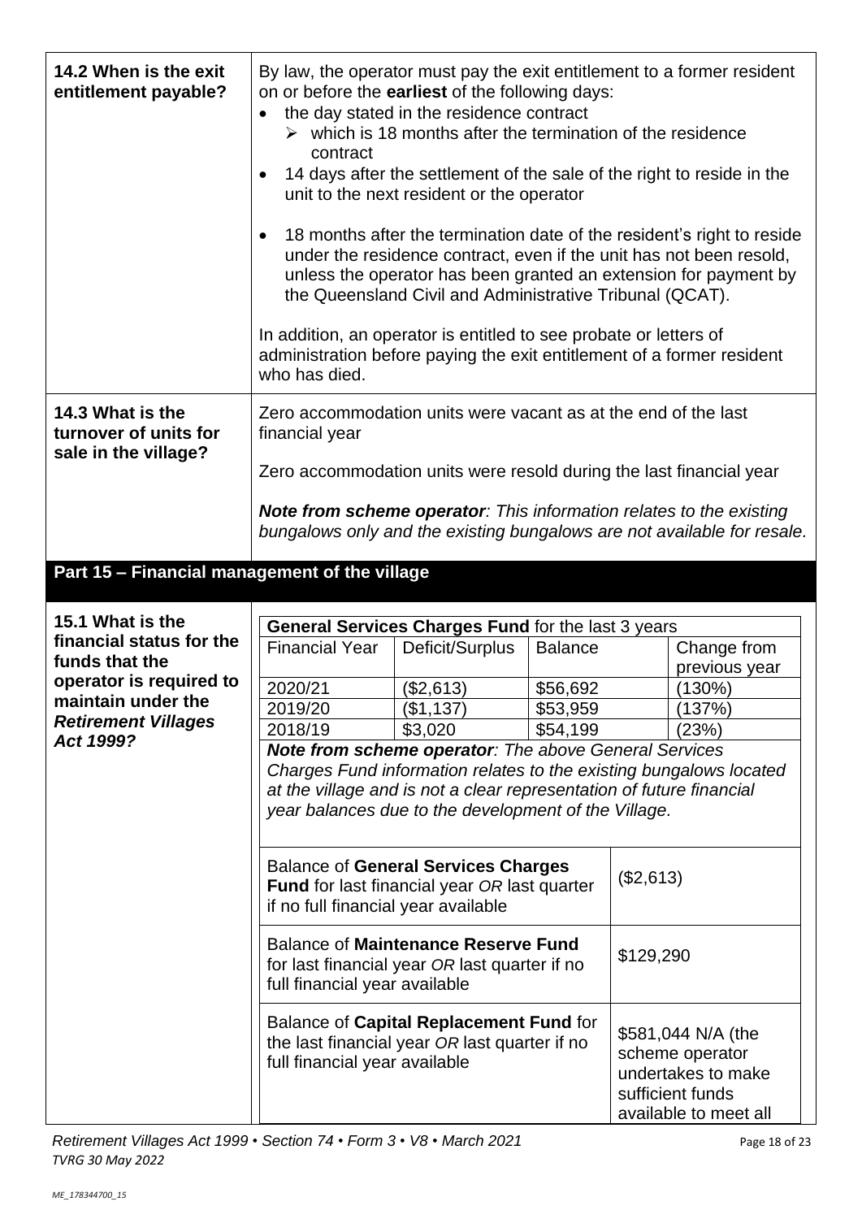| | |
|---|---|
| **14.2 When is the exit entitlement payable?** | By law, the operator must pay the exit entitlement to a former resident on or before the **earliest** of the following days:<br>• the day stated in the residence contract<br>  ➢ which is 18 months after the termination of the residence contract<br>• 14 days after the settlement of the sale of the right to reside in the unit to the next resident or the operator<br>• 18 months after the termination date of the resident's right to reside under the residence contract, even if the unit has not been resold, unless the operator has been granted an extension for payment by the Queensland Civil and Administrative Tribunal (QCAT).<br><br>In addition, an operator is entitled to see probate or letters of administration before paying the exit entitlement of a former resident who has died. |
| **14.3 What is the turnover of units for sale in the village?** | Zero accommodation units were vacant as at the end of the last financial year<br><br>Zero accommodation units were resold during the last financial year<br><br>***Note from scheme operator**: This information relates to the existing bungalows only and the existing bungalows are not available for resale.* |

## Part 15 – Financial management of the village

**15.1 What is the financial status for the funds that the operator is required to maintain under the *Retirement Villages Act 1999?***

**General Services Charges Fund** for the last 3 years

| Financial Year | Deficit/Surplus | Balance | Change from previous year |
|---|---|---|---|
| 2020/21 | ($2,613) | $56,692 | (130%) |
| 2019/20 | ($1,137) | $53,959 | (137%) |
| 2018/19 | $3,020 | $54,199 | (23%) |

***Note from scheme operator**: The above General Services Charges Fund information relates to the existing bungalows located at the village and is not a clear representation of future financial year balances due to the development of the Village.*

| | |
|---|---|
| Balance of **General Services Charges Fund** for last financial year *OR* last quarter if no full financial year available | ($2,613) |
| Balance of **Maintenance Reserve Fund** for last financial year *OR* last quarter if no full financial year available | $129,290 |
| Balance of **Capital Replacement Fund** for the last financial year *OR* last quarter if no full financial year available | $581,044 N/A (the scheme operator undertakes to make sufficient funds available to meet all |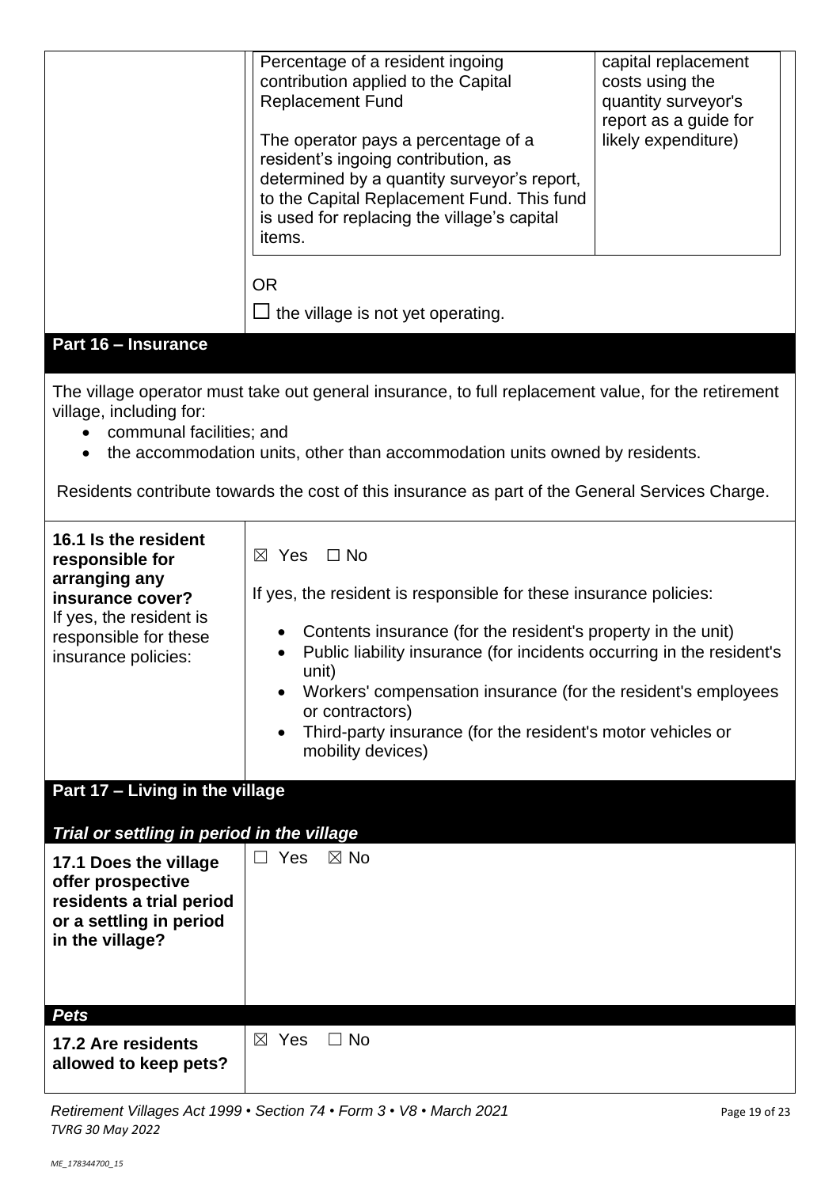| | | |
|---|---|---|
| | Percentage of a resident ingoing contribution applied to the Capital Replacement Fund<br><br>The operator pays a percentage of a resident's ingoing contribution, as determined by a quantity surveyor's report, to the Capital Replacement Fund. This fund is used for replacing the village's capital items. | capital replacement costs using the quantity surveyor's report as a guide for likely expenditure) |
| | OR<br><br>☐ the village is not yet operating. | |

## Part 16 – Insurance

The village operator must take out general insurance, to full replacement value, for the retirement village, including for:

- communal facilities; and
- the accommodation units, other than accommodation units owned by residents.

Residents contribute towards the cost of this insurance as part of the General Services Charge.

| | |
|---|---|
| **16.1 Is the resident responsible for arranging any insurance cover?**<br>If yes, the resident is responsible for these insurance policies: | ☒ Yes ☐ No<br><br>If yes, the resident is responsible for these insurance policies:<br><br>• Contents insurance (for the resident's property in the unit)<br>• Public liability insurance (for incidents occurring in the resident's unit)<br>• Workers' compensation insurance (for the resident's employees or contractors)<br>• Third-party insurance (for the resident's motor vehicles or mobility devices) |

## Part 17 – Living in the village

### *Trial or settling in period in the village*

| | |
|---|---|
| **17.1 Does the village offer prospective residents a trial period or a settling in period in the village?** | ☐ Yes ☒ No |

### *Pets*

| | |
|---|---|
| **17.2 Are residents allowed to keep pets?** | ☒ Yes ☐ No |

*Retirement Villages Act 1999 • Section 74 • Form 3 • V8 • March 2021*
*TVRG 30 May 2022*

*ME_178344700_15*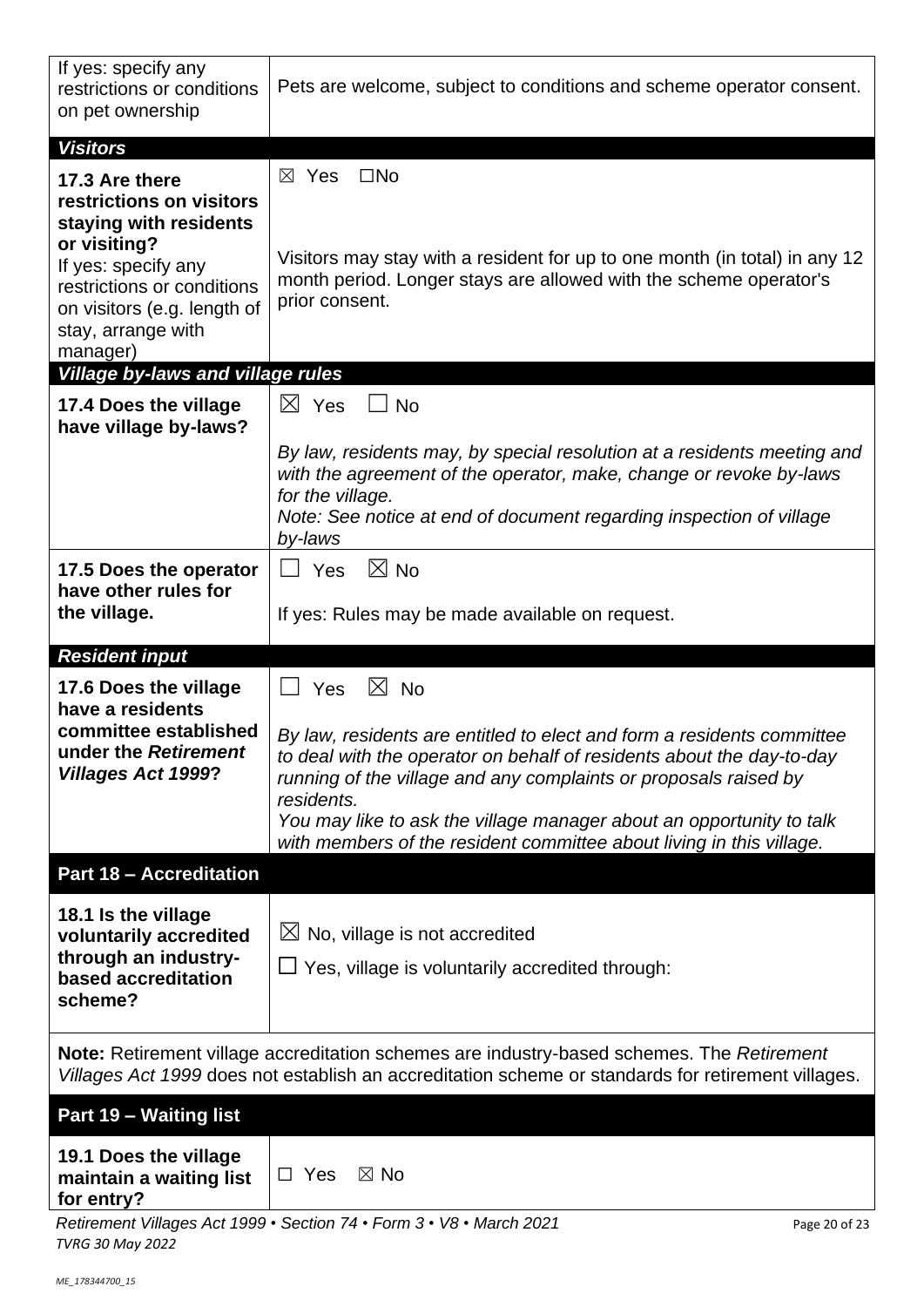| | |
|---|---|
| If yes: specify any restrictions or conditions on pet ownership | Pets are welcome, subject to conditions and scheme operator consent. |
| ***Visitors*** | |
| **17.3 Are there restrictions on visitors staying with residents or visiting?** If yes: specify any restrictions or conditions on visitors (e.g. length of stay, arrange with manager) | ☒ Yes ☐No<br><br>Visitors may stay with a resident for up to one month (in total) in any 12 month period. Longer stays are allowed with the scheme operator's prior consent. |
| ***Village by-laws and village rules*** | |
| **17.4 Does the village have village by-laws?** | ☒ Yes ☐ No<br><br>*By law, residents may, by special resolution at a residents meeting and with the agreement of the operator, make, change or revoke by-laws for the village.*<br>*Note: See notice at end of document regarding inspection of village by-laws* |
| **17.5 Does the operator have other rules for the village.** | ☐ Yes ☒ No<br><br>If yes: Rules may be made available on request. |
| ***Resident input*** | |
| **17.6 Does the village have a residents committee established under the *Retirement Villages Act 1999*?** | ☐ Yes ☒ No<br><br>*By law, residents are entitled to elect and form a residents committee to deal with the operator on behalf of residents about the day-to-day running of the village and any complaints or proposals raised by residents.*<br>*You may like to ask the village manager about an opportunity to talk with members of the resident committee about living in this village.* |
| **Part 18 – Accreditation** | |
| **18.1 Is the village voluntarily accredited through an industry-based accreditation scheme?** | ☒ No, village is not accredited<br>☐ Yes, village is voluntarily accredited through: |
| **Note:** Retirement village accreditation schemes are industry-based schemes. The *Retirement Villages Act 1999* does not establish an accreditation scheme or standards for retirement villages. | |
| **Part 19 – Waiting list** | |
| **19.1 Does the village maintain a waiting list for entry?** | ☐ Yes ☒ No |

*Retirement Villages Act 1999 • Section 74 • Form 3 • V8 • March 2021*
*TVRG 30 May 2022*

*ME_178344700_15*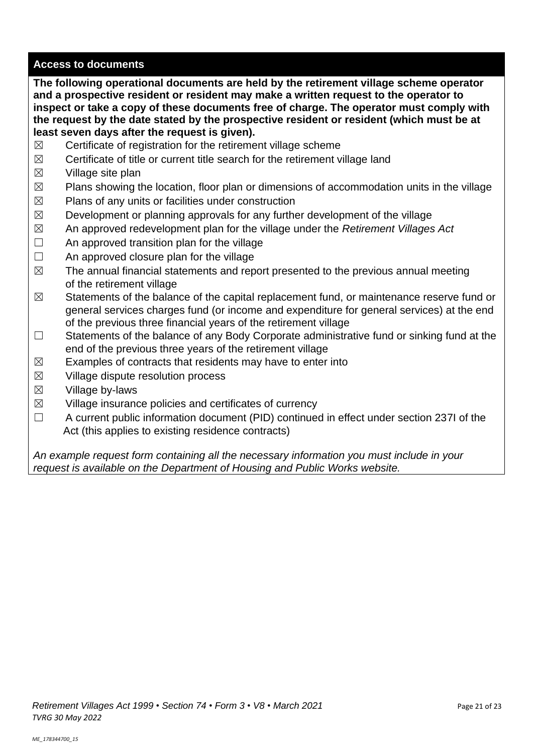## Access to documents

**The following operational documents are held by the retirement village scheme operator and a prospective resident or resident may make a written request to the operator to inspect or take a copy of these documents free of charge. The operator must comply with the request by the date stated by the prospective resident or resident (which must be at least seven days after the request is given).**

☒ Certificate of registration for the retirement village scheme
☒ Certificate of title or current title search for the retirement village land
☒ Village site plan
☒ Plans showing the location, floor plan or dimensions of accommodation units in the village
☒ Plans of any units or facilities under construction
☒ Development or planning approvals for any further development of the village
☒ An approved redevelopment plan for the village under the *Retirement Villages Act*
☐ An approved transition plan for the village
☐ An approved closure plan for the village
☒ The annual financial statements and report presented to the previous annual meeting of the retirement village
☒ Statements of the balance of the capital replacement fund, or maintenance reserve fund or general services charges fund (or income and expenditure for general services) at the end of the previous three financial years of the retirement village
☐ Statements of the balance of any Body Corporate administrative fund or sinking fund at the end of the previous three years of the retirement village
☒ Examples of contracts that residents may have to enter into
☒ Village dispute resolution process
☒ Village by-laws
☒ Village insurance policies and certificates of currency
☐ A current public information document (PID) continued in effect under section 237I of the Act (this applies to existing residence contracts)

*An example request form containing all the necessary information you must include in your request is available on the Department of Housing and Public Works website.*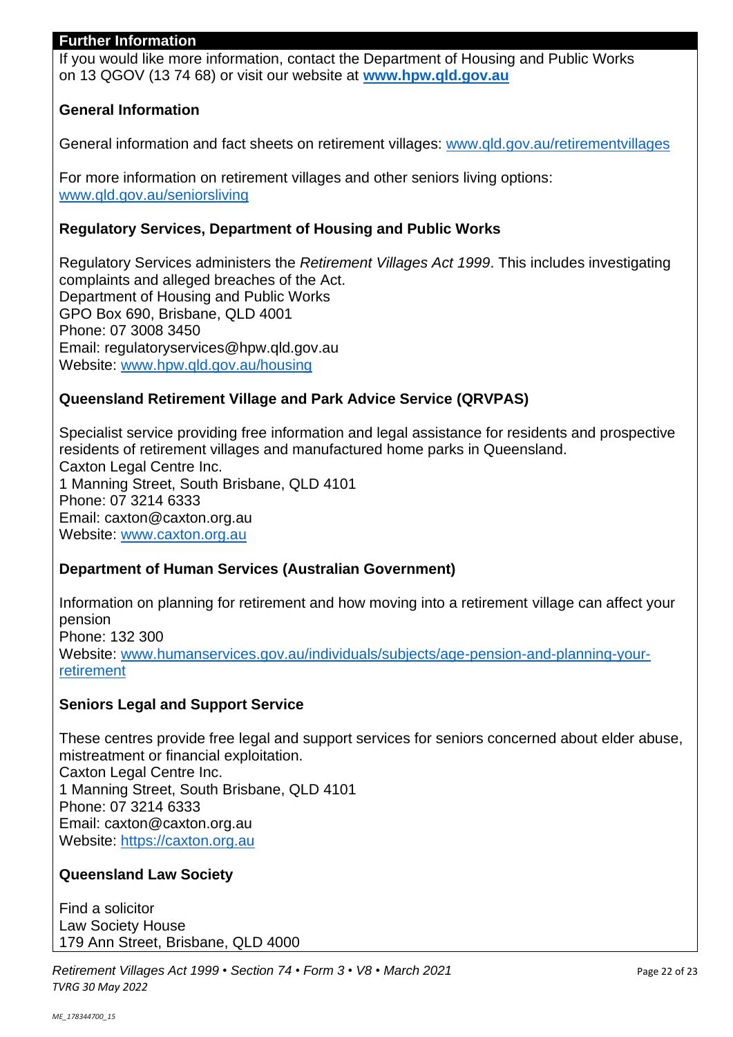## Further Information

If you would like more information, contact the Department of Housing and Public Works on 13 QGOV (13 74 68) or visit our website at **www.hpw.qld.gov.au**

### General Information

General information and fact sheets on retirement villages: www.qld.gov.au/retirementvillages

For more information on retirement villages and other seniors living options: www.qld.gov.au/seniorsliving

### Regulatory Services, Department of Housing and Public Works

Regulatory Services administers the *Retirement Villages Act 1999*. This includes investigating complaints and alleged breaches of the Act.
Department of Housing and Public Works
GPO Box 690, Brisbane, QLD 4001
Phone: 07 3008 3450
Email: regulatoryservices@hpw.qld.gov.au
Website: www.hpw.qld.gov.au/housing

### Queensland Retirement Village and Park Advice Service (QRVPAS)

Specialist service providing free information and legal assistance for residents and prospective residents of retirement villages and manufactured home parks in Queensland.
Caxton Legal Centre Inc.
1 Manning Street, South Brisbane, QLD 4101
Phone: 07 3214 6333
Email: caxton@caxton.org.au
Website: www.caxton.org.au

### Department of Human Services (Australian Government)

Information on planning for retirement and how moving into a retirement village can affect your pension
Phone: 132 300
Website: www.humanservices.gov.au/individuals/subjects/age-pension-and-planning-your-retirement

### Seniors Legal and Support Service

These centres provide free legal and support services for seniors concerned about elder abuse, mistreatment or financial exploitation.
Caxton Legal Centre Inc.
1 Manning Street, South Brisbane, QLD 4101
Phone: 07 3214 6333
Email: caxton@caxton.org.au
Website: https://caxton.org.au

### Queensland Law Society

Find a solicitor
Law Society House
179 Ann Street, Brisbane, QLD 4000

*Retirement Villages Act 1999 • Section 74 • Form 3 • V8 • March 2021*
*TVRG 30 May 2022*

*ME_178344700_15*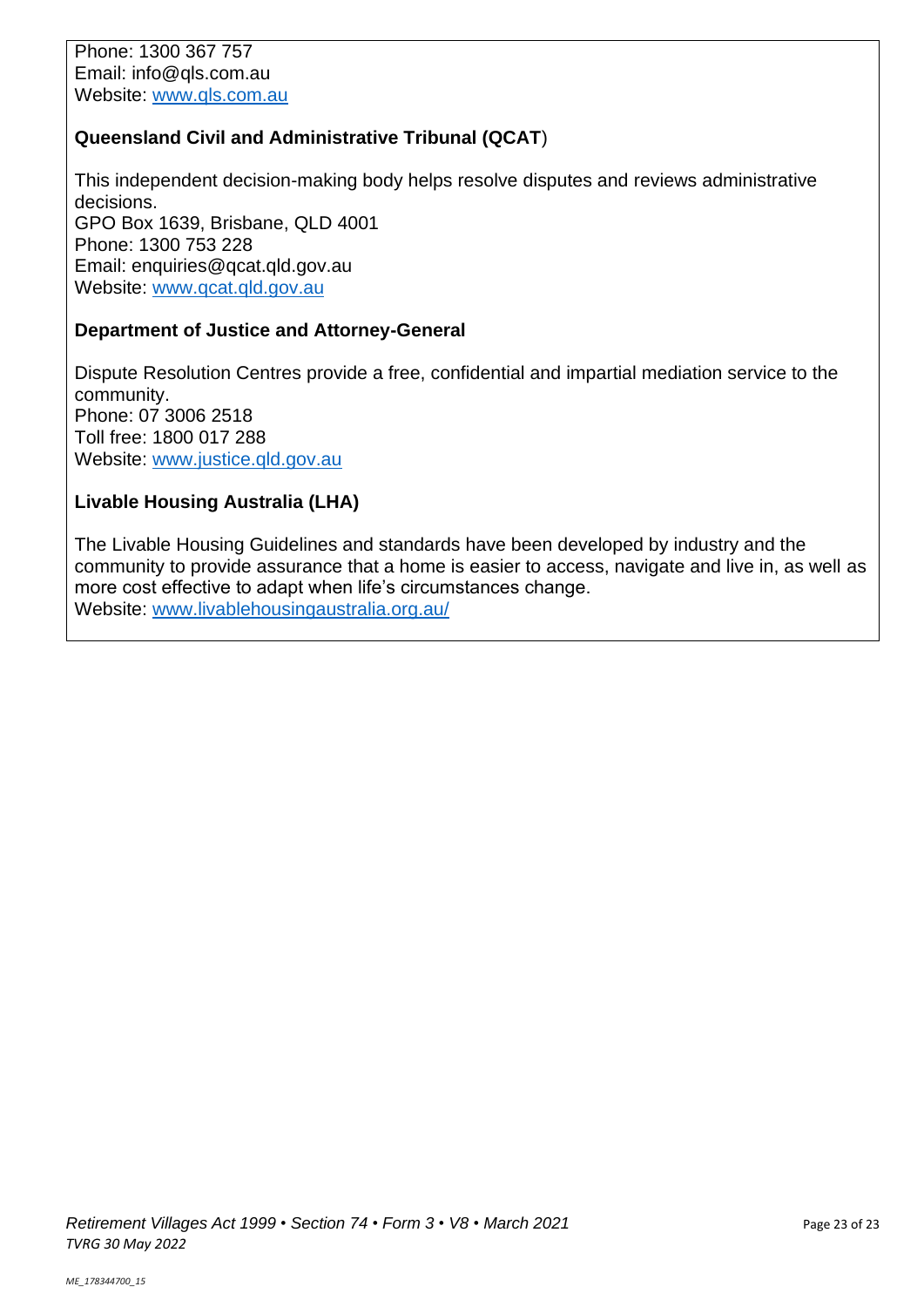Phone: 1300 367 757
Email: info@qls.com.au
Website: www.qls.com.au

**Queensland Civil and Administrative Tribunal (QCAT**)

This independent decision-making body helps resolve disputes and reviews administrative decisions.
GPO Box 1639, Brisbane, QLD 4001
Phone: 1300 753 228
Email: enquiries@qcat.qld.gov.au
Website: www.qcat.qld.gov.au

**Department of Justice and Attorney-General**

Dispute Resolution Centres provide a free, confidential and impartial mediation service to the community.
Phone: 07 3006 2518
Toll free: 1800 017 288
Website: www.justice.qld.gov.au

**Livable Housing Australia (LHA)**

The Livable Housing Guidelines and standards have been developed by industry and the community to provide assurance that a home is easier to access, navigate and live in, as well as more cost effective to adapt when life's circumstances change.
Website: www.livablehousingaustralia.org.au/